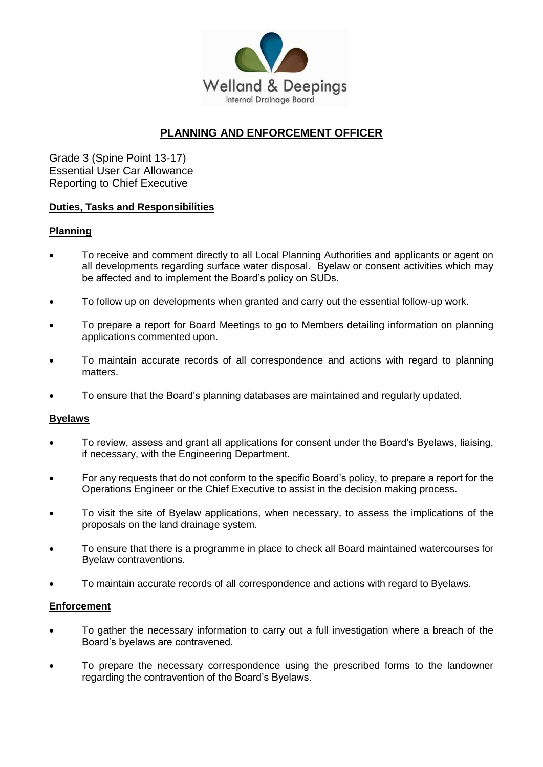Welland & Deepings
Internal Drainage Board

# PLANNING AND ENFORCEMENT OFFICER

Grade 3 (Spine Point 13-17)
Essential User Car Allowance
Reporting to Chief Executive

## Duties, Tasks and Responsibilities

### Planning

- To receive and comment directly to all Local Planning Authorities and applicants or agent on all developments regarding surface water disposal. Byelaw or consent activities which may be affected and to implement the Board's policy on SUDs.
- To follow up on developments when granted and carry out the essential follow-up work.
- To prepare a report for Board Meetings to go to Members detailing information on planning applications commented upon.
- To maintain accurate records of all correspondence and actions with regard to planning matters.
- To ensure that the Board's planning databases are maintained and regularly updated.

### Byelaws

- To review, assess and grant all applications for consent under the Board's Byelaws, liaising, if necessary, with the Engineering Department.
- For any requests that do not conform to the specific Board's policy, to prepare a report for the Operations Engineer or the Chief Executive to assist in the decision making process.
- To visit the site of Byelaw applications, when necessary, to assess the implications of the proposals on the land drainage system.
- To ensure that there is a programme in place to check all Board maintained watercourses for Byelaw contraventions.
- To maintain accurate records of all correspondence and actions with regard to Byelaws.

### Enforcement

- To gather the necessary information to carry out a full investigation where a breach of the Board's byelaws are contravened.
- To prepare the necessary correspondence using the prescribed forms to the landowner regarding the contravention of the Board's Byelaws.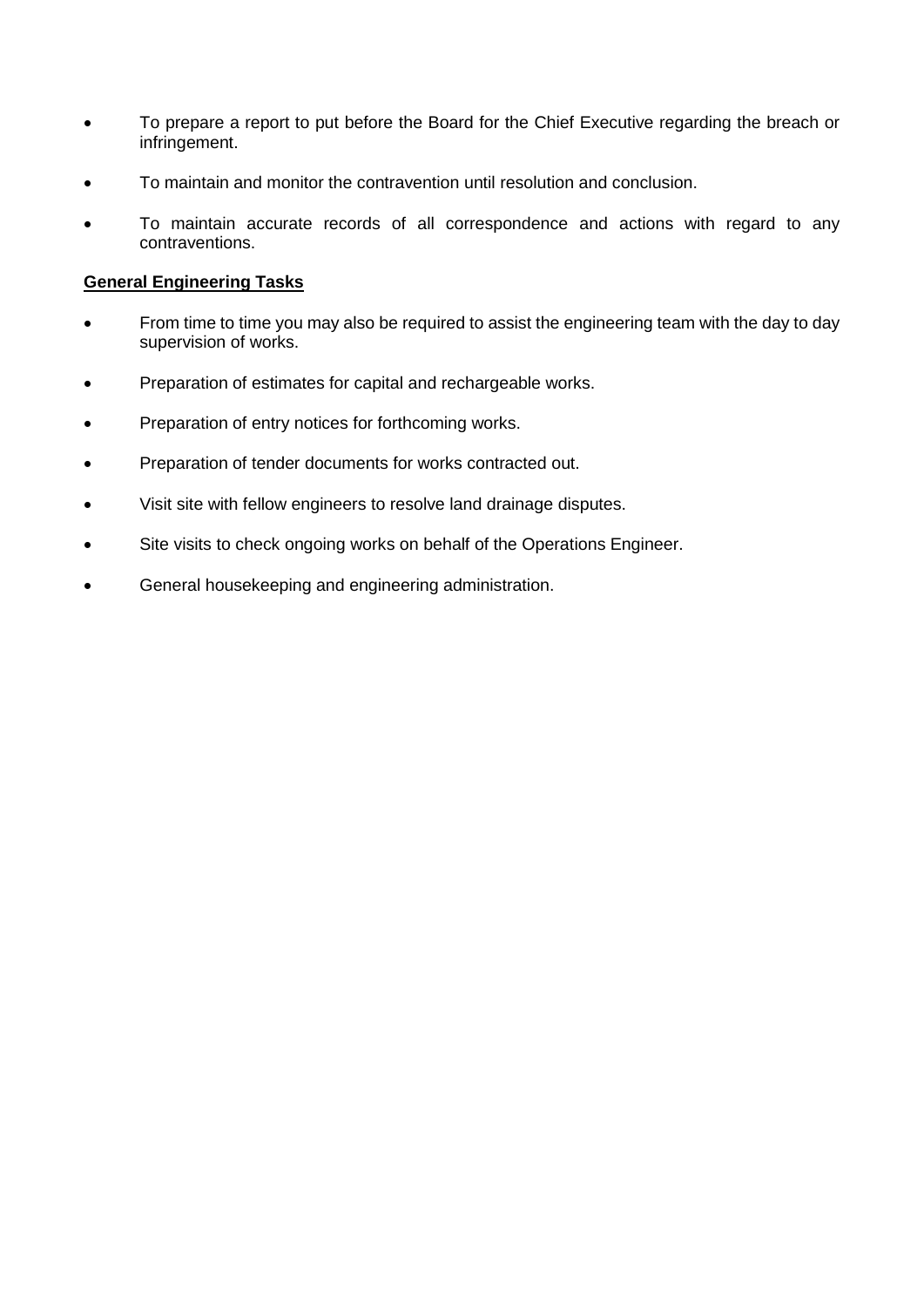- To prepare a report to put before the Board for the Chief Executive regarding the breach or infringement.
- To maintain and monitor the contravention until resolution and conclusion.
- To maintain accurate records of all correspondence and actions with regard to any contraventions.

**General Engineering Tasks**

- From time to time you may also be required to assist the engineering team with the day to day supervision of works.
- Preparation of estimates for capital and rechargeable works.
- Preparation of entry notices for forthcoming works.
- Preparation of tender documents for works contracted out.
- Visit site with fellow engineers to resolve land drainage disputes.
- Site visits to check ongoing works on behalf of the Operations Engineer.
- General housekeeping and engineering administration.